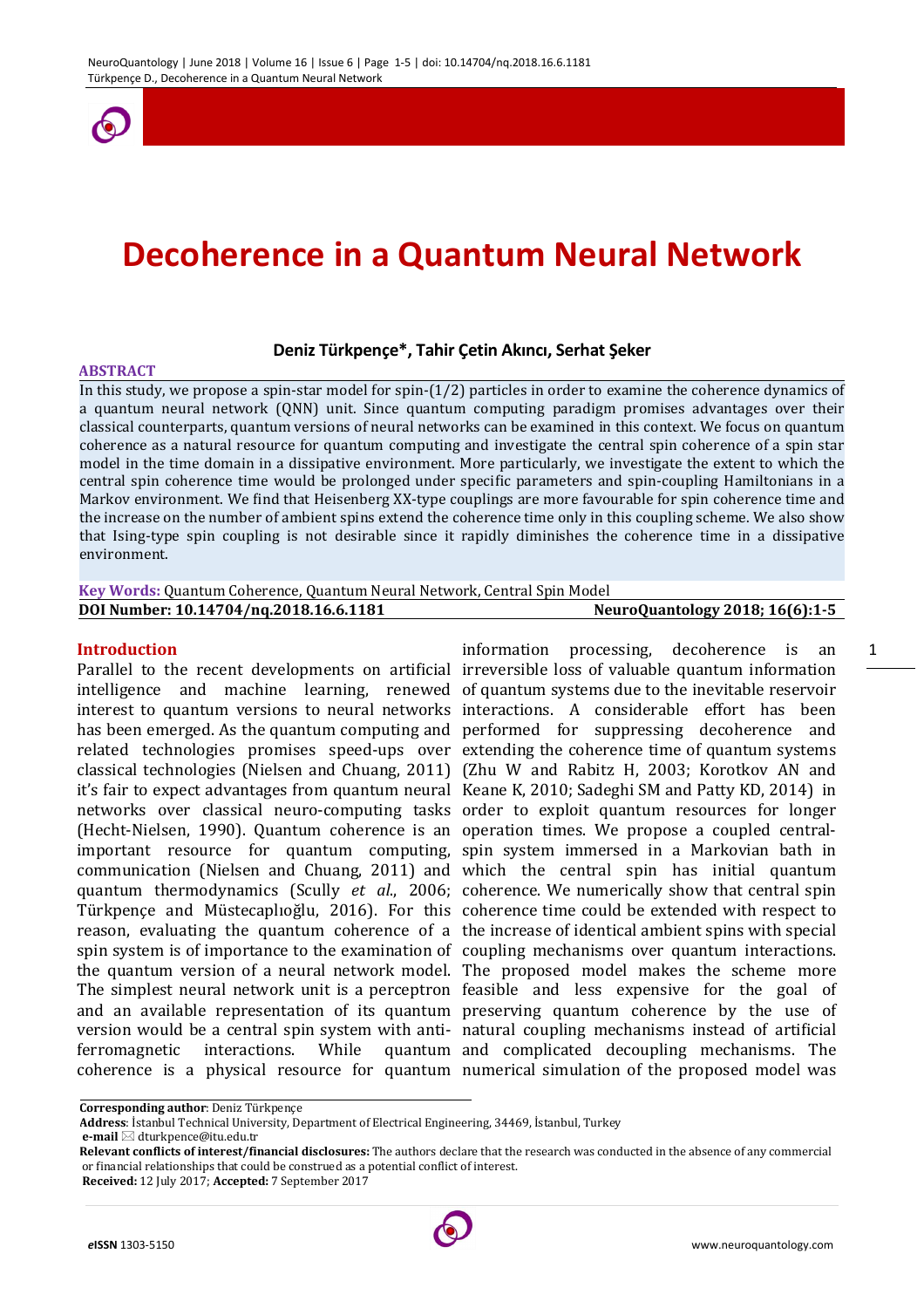# Decoherence in a Quantum Neural Network

**Deniz Türkpençe\*, Tahir Çetin Akıncı, Serhat Şeker**

**ABSTRACT**

In this study, we propose a spin-star model for spin-(1/2) particles in order to examine the coherence dynamics of a quantum neural network (QNN) unit. Since quantum computing paradigm promises advantages over their classical counterparts, quantum versions of neural networks can be examined in this context. We focus on quantum coherence as a natural resource for quantum computing and investigate the central spin coherence of a spin star model in the time domain in a dissipative environment. More particularly, we investigate the extent to which the central spin coherence time would be prolonged under specific parameters and spin-coupling Hamiltonians in a Markov environment. We find that Heisenberg XX-type couplings are more favourable for spin coherence time and the increase on the number of ambient spins extend the coherence time only in this coupling scheme. We also show that Ising-type spin coupling is not desirable since it rapidly diminishes the coherence time in a dissipative environment.

**Key Words:** Quantum Coherence, Quantum Neural Network, Central Spin Model

**DOI Number: 10.14704/nq.2018.16.6.1181** NeuroQuantology 2018; 16(6):1-5

## Introduction

Parallel to the recent developments on artificial intelligence and machine learning, renewed interest to quantum versions to neural networks has been emerged. As the quantum computing and related technologies promises speed-ups over classical technologies (Nielsen and Chuang, 2011) it's fair to expect advantages from quantum neural networks over classical neuro-computing tasks (Hecht-Nielsen, 1990). Quantum coherence is an important resource for quantum computing, communication (Nielsen and Chuang, 2011) and quantum thermodynamics (Scully *et al.*, 2006; Türkpençe and Müstecaplıoğlu, 2016). For this reason, evaluating the quantum coherence of a spin system is of importance to the examination of the quantum version of a neural network model. The simplest neural network unit is a perceptron and an available representation of its quantum version would be a central spin system with anti-ferromagnetic interactions. While quantum coherence is a physical resource for quantum information processing, decoherence is an irreversible loss of valuable quantum information of quantum systems due to the inevitable reservoir interactions. A considerable effort has been performed for suppressing decoherence and extending the coherence time of quantum systems (Zhu W and Rabitz H, 2003; Korotkov AN and Keane K, 2010; Sadeghi SM and Patty KD, 2014) in order to exploit quantum resources for longer operation times. We propose a coupled central-spin system immersed in a Markovian bath in which the central spin has initial quantum coherence. We numerically show that central spin coherence time could be extended with respect to the increase of identical ambient spins with special coupling mechanisms over quantum interactions. The proposed model makes the scheme more feasible and less expensive for the goal of preserving quantum coherence by the use of natural coupling mechanisms instead of artificial and complicated decoupling mechanisms. The numerical simulation of the proposed model was

---

**Corresponding author**: Deniz Türkpençe

**Address**: İstanbul Technical University, Department of Electrical Engineering, 34469, İstanbul, Turkey

**e-mail** ✉ dturkpence@itu.edu.tr

**Relevant conflicts of interest/financial disclosures:** The authors declare that the research was conducted in the absence of any commercial or financial relationships that could be construed as a potential conflict of interest.

**Received:** 12 July 2017; **Accepted:** 7 September 2017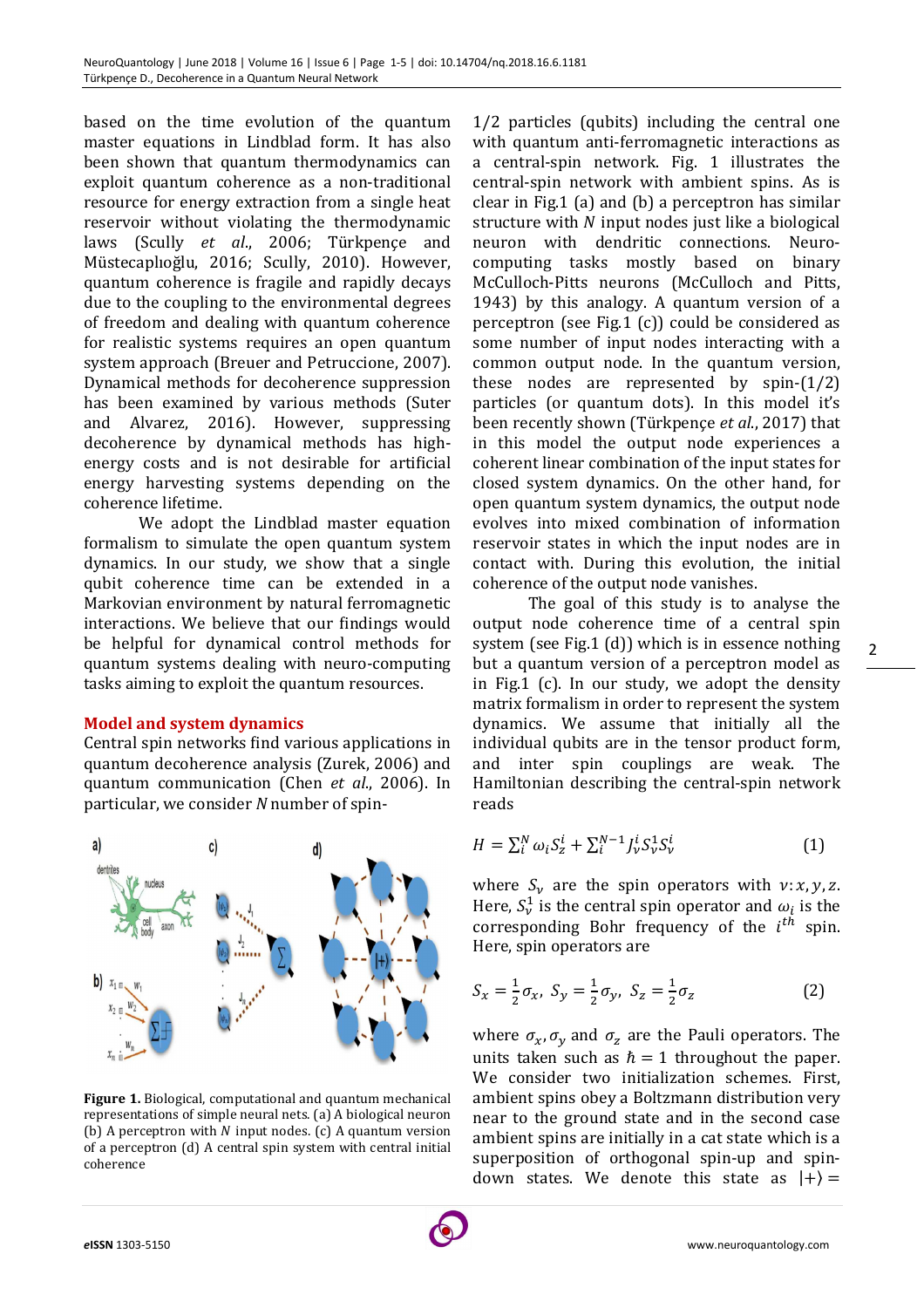based on the time evolution of the quantum master equations in Lindblad form. It has also been shown that quantum thermodynamics can exploit quantum coherence as a non-traditional resource for energy extraction from a single heat reservoir without violating the thermodynamic laws (Scully *et al.*, 2006; Türkpençe and Müstecaplıoğlu, 2016; Scully, 2010). However, quantum coherence is fragile and rapidly decays due to the coupling to the environmental degrees of freedom and dealing with quantum coherence for realistic systems requires an open quantum system approach (Breuer and Petruccione, 2007). Dynamical methods for decoherence suppression has been examined by various methods (Suter and Alvarez, 2016). However, suppressing decoherence by dynamical methods has high-energy costs and is not desirable for artificial energy harvesting systems depending on the coherence lifetime.

We adopt the Lindblad master equation formalism to simulate the open quantum system dynamics. In our study, we show that a single qubit coherence time can be extended in a Markovian environment by natural ferromagnetic interactions. We believe that our findings would be helpful for dynamical control methods for quantum systems dealing with neuro-computing tasks aiming to exploit the quantum resources.

## Model and system dynamics

Central spin networks find various applications in quantum decoherence analysis (Zurek, 2006) and quantum communication (Chen *et al.*, 2006). In particular, we consider $N$ number of spin-1/2 particles (qubits) including the central one with quantum anti-ferromagnetic interactions as a central-spin network. Fig. 1 illustrates the central-spin network with ambient spins. As is clear in Fig.1 (a) and (b) a perceptron has similar structure with $N$ input nodes just like a biological neuron with dendritic connections. Neuro-computing tasks mostly based on binary McCulloch-Pitts neurons (McCulloch and Pitts, 1943) by this analogy. A quantum version of a perceptron (see Fig.1 (c)) could be considered as some number of input nodes interacting with a common output node. In the quantum version, these nodes are represented by spin-(1/2) particles (or quantum dots). In this model it's been recently shown (Türkpençe *et al.*, 2017) that in this model the output node experiences a coherent linear combination of the input states for closed system dynamics. On the other hand, for open quantum system dynamics, the output node evolves into mixed combination of information reservoir states in which the input nodes are in contact with. During this evolution, the initial coherence of the output node vanishes.

Figure 1. Biological, computational and quantum mechanical representations of simple neural nets. (a) A biological neuron (b) A perceptron with $N$ input nodes. (c) A quantum version of a perceptron (d) A central spin system with central initial coherence

The goal of this study is to analyse the output node coherence time of a central spin system (see Fig.1 (d)) which is in essence nothing but a quantum version of a perceptron model as in Fig.1 (c). In our study, we adopt the density matrix formalism in order to represent the system dynamics. We assume that initially all the individual qubits are in the tensor product form, and inter spin couplings are weak. The Hamiltonian describing the central-spin network reads

$$H = \sum_i^N \omega_i S_z^i + \sum_i^{N-1} J_v^i S_v^1 S_v^i \quad (1)$$

where $S_v$ are the spin operators with $v: x, y, z$. Here, $S_v^1$ is the central spin operator and $\omega_i$ is the corresponding Bohr frequency of the $i^{th}$ spin. Here, spin operators are

$$S_x = \frac{1}{2}\sigma_x,\ S_y = \frac{1}{2}\sigma_y,\ S_z = \frac{1}{2}\sigma_z \quad (2)$$

where $\sigma_x, \sigma_y$ and $\sigma_z$ are the Pauli operators. The units taken such as $\hbar = 1$ throughout the paper. We consider two initialization schemes. First, ambient spins obey a Boltzmann distribution very near to the ground state and in the second case ambient spins are initially in a cat state which is a superposition of orthogonal spin-up and spin-down states. We denote this state as $|+\rangle =$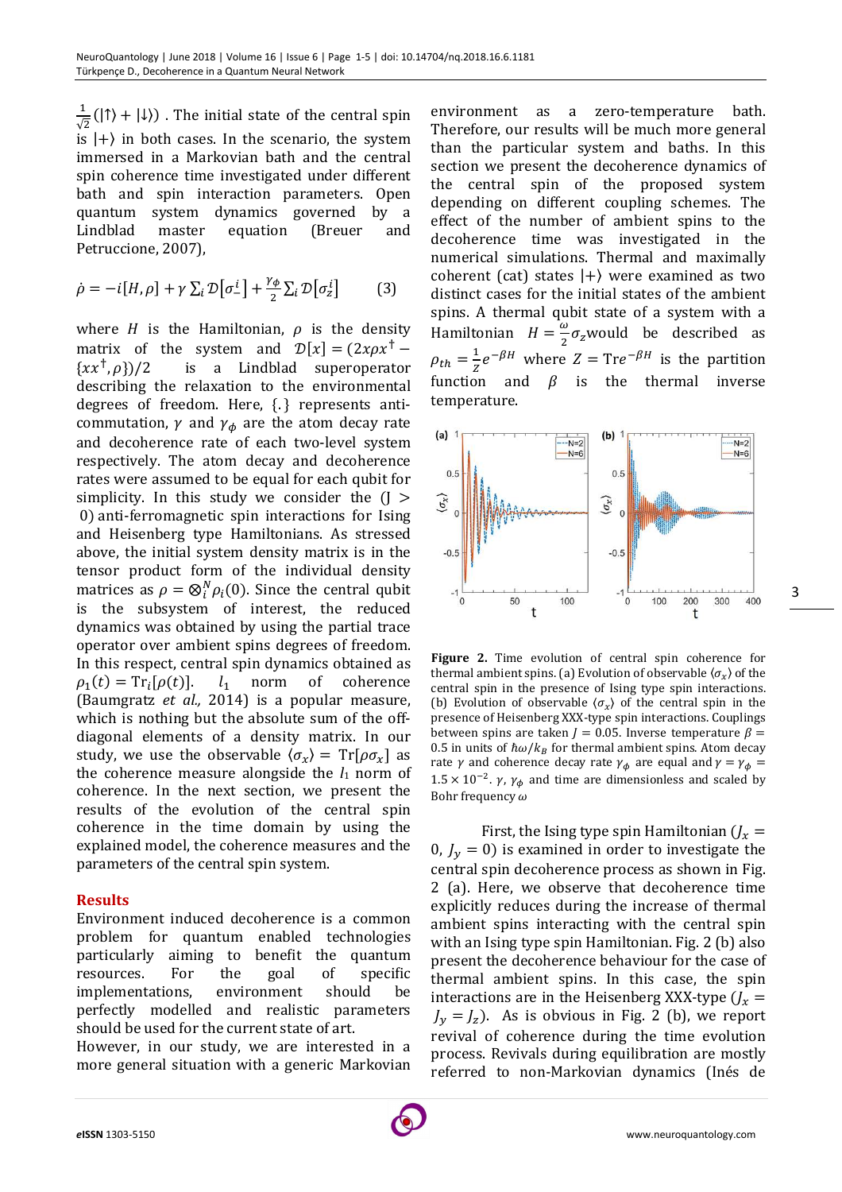$\frac{1}{\sqrt{2}}(|\uparrow\rangle + |\downarrow\rangle)$ . The initial state of the central spin is $|+\rangle$ in both cases. In the scenario, the system immersed in a Markovian bath and the central spin coherence time investigated under different bath and spin interaction parameters. Open quantum system dynamics governed by a Lindblad master equation (Breuer and Petruccione, 2007),

$$\dot{\rho} = -i[H,\rho] + \gamma \sum_i \mathcal{D}[\sigma_-^i] + \frac{\gamma_\phi}{2} \sum_i \mathcal{D}[\sigma_z^i] \qquad (3)$$

where $H$ is the Hamiltonian, $\rho$ is the density matrix of the system and $\mathcal{D}[x] = (2x\rho x^\dagger - \{xx^\dagger, \rho\})/2$ is a Lindblad superoperator describing the relaxation to the environmental degrees of freedom. Here, $\{.\}$ represents anti-commutation, $\gamma$ and $\gamma_\phi$ are the atom decay rate and decoherence rate of each two-level system respectively. The atom decay and decoherence rates were assumed to be equal for each qubit for simplicity. In this study we consider the ($J > 0$) anti-ferromagnetic spin interactions for Ising and Heisenberg type Hamiltonians. As stressed above, the initial system density matrix is in the tensor product form of the individual density matrices as $\rho = \otimes_i^N \rho_i(0)$. Since the central qubit is the subsystem of interest, the reduced dynamics was obtained by using the partial trace operator over ambient spins degrees of freedom. In this respect, central spin dynamics obtained as $\rho_1(t) = \mathrm{Tr}_i[\rho(t)]$. $l_1$ norm of coherence (Baumgratz *et al.,* 2014) is a popular measure, which is nothing but the absolute sum of the off-diagonal elements of a density matrix. In our study, we use the observable $\langle\sigma_x\rangle = \mathrm{Tr}[\rho\sigma_x]$ as the coherence measure alongside the $l_1$ norm of coherence. In the next section, we present the results of the evolution of the central spin coherence in the time domain by using the explained model, the coherence measures and the parameters of the central spin system.

## Results

Environment induced decoherence is a common problem for quantum enabled technologies particularly aiming to benefit the quantum resources. For the goal of specific implementations, environment should be perfectly modelled and realistic parameters should be used for the current state of art.

However, in our study, we are interested in a more general situation with a generic Markovian environment as a zero-temperature bath. Therefore, our results will be much more general than the particular system and baths. In this section we present the decoherence dynamics of the central spin of the proposed system depending on different coupling schemes. The effect of the number of ambient spins to the decoherence time was investigated in the numerical simulations. Thermal and maximally coherent (cat) states $|+\rangle$ were examined as two distinct cases for the initial states of the ambient spins. A thermal qubit state of a system with a Hamiltonian $H = \frac{\omega}{2}\sigma_z$ would be described as $\rho_{th} = \frac{1}{Z}e^{-\beta H}$ where $Z = \mathrm{Tr}e^{-\beta H}$ is the partition function and $\beta$ is the thermal inverse temperature.

**Figure 2.** Time evolution of central spin coherence for thermal ambient spins. (a) Evolution of observable $\langle\sigma_x\rangle$ of the central spin in the presence of Ising type spin interactions. (b) Evolution of observable $\langle\sigma_x\rangle$ of the central spin in the presence of Heisenberg XXX-type spin interactions. Couplings between spins are taken $J = 0.05$. Inverse temperature $\beta = 0.5$ in units of $\hbar\omega/k_B$ for thermal ambient spins. Atom decay rate $\gamma$ and coherence decay rate $\gamma_\phi$ are equal and $\gamma = \gamma_\phi = 1.5 \times 10^{-2}$. $\gamma$, $\gamma_\phi$ and time are dimensionless and scaled by Bohr frequency $\omega$

First, the Ising type spin Hamiltonian ($J_x = 0$, $J_y = 0$) is examined in order to investigate the central spin decoherence process as shown in Fig. 2 (a). Here, we observe that decoherence time explicitly reduces during the increase of thermal ambient spins interacting with the central spin with an Ising type spin Hamiltonian. Fig. 2 (b) also present the decoherence behaviour for the case of thermal ambient spins. In this case, the spin interactions are in the Heisenberg XXX-type ($J_x = J_y = J_z$). As is obvious in Fig. 2 (b), we report revival of coherence during the time evolution process. Revivals during equilibration are mostly referred to non-Markovian dynamics (Inés de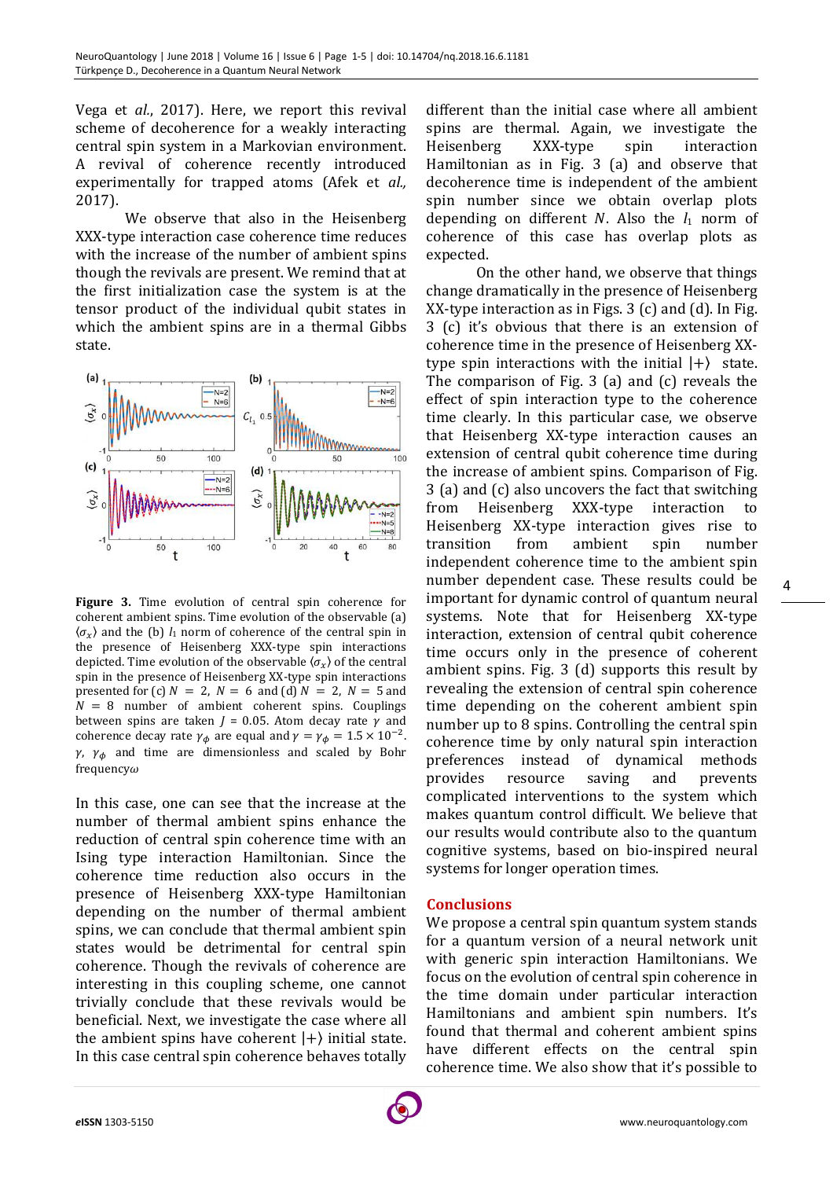Vega et *al.*, 2017). Here, we report this revival scheme of decoherence for a weakly interacting central spin system in a Markovian environment. A revival of coherence recently introduced experimentally for trapped atoms (Afek et *al.,* 2017).

We observe that also in the Heisenberg XXX-type interaction case coherence time reduces with the increase of the number of ambient spins though the revivals are present. We remind that at the first initialization case the system is at the tensor product of the individual qubit states in which the ambient spins are in a thermal Gibbs state.

**Figure 3.** Time evolution of central spin coherence for coherent ambient spins. Time evolution of the observable (a) $\langle \sigma_x \rangle$ and the (b) $l_1$ norm of coherence of the central spin in the presence of Heisenberg XXX-type spin interactions depicted. Time evolution of the observable $\langle \sigma_x \rangle$ of the central spin in the presence of Heisenberg XX-type spin interactions presented for (c) $N = 2$, $N = 6$ and (d) $N = 2$, $N = 5$ and $N = 8$ number of ambient coherent spins. Couplings between spins are taken $J = 0.05$. Atom decay rate $\gamma$ and coherence decay rate $\gamma_\phi$ are equal and $\gamma = \gamma_\phi = 1.5 \times 10^{-2}$. $\gamma$, $\gamma_\phi$ and time are dimensionless and scaled by Bohr frequency $\omega$

In this case, one can see that the increase at the number of thermal ambient spins enhance the reduction of central spin coherence time with an Ising type interaction Hamiltonian. Since the coherence time reduction also occurs in the presence of Heisenberg XXX-type Hamiltonian depending on the number of thermal ambient spins, we can conclude that thermal ambient spin states would be detrimental for central spin coherence. Though the revivals of coherence are interesting in this coupling scheme, one cannot trivially conclude that these revivals would be beneficial. Next, we investigate the case where all the ambient spins have coherent $|+\rangle$ initial state. In this case central spin coherence behaves totally different than the initial case where all ambient spins are thermal. Again, we investigate the Heisenberg XXX-type spin interaction Hamiltonian as in Fig. 3 (a) and observe that decoherence time is independent of the ambient spin number since we obtain overlap plots depending on different $N$. Also the $l_1$ norm of coherence of this case has overlap plots as expected.

On the other hand, we observe that things change dramatically in the presence of Heisenberg XX-type interaction as in Figs. 3 (c) and (d). In Fig. 3 (c) it's obvious that there is an extension of coherence time in the presence of Heisenberg XX-type spin interactions with the initial $|+\rangle$ state. The comparison of Fig. 3 (a) and (c) reveals the effect of spin interaction type to the coherence time clearly. In this particular case, we observe that Heisenberg XX-type interaction causes an extension of central qubit coherence time during the increase of ambient spins. Comparison of Fig. 3 (a) and (c) also uncovers the fact that switching from Heisenberg XXX-type interaction to Heisenberg XX-type interaction gives rise to transition from ambient spin number independent coherence time to the ambient spin number dependent case. These results could be important for dynamic control of quantum neural systems. Note that for Heisenberg XX-type interaction, extension of central qubit coherence time occurs only in the presence of coherent ambient spins. Fig. 3 (d) supports this result by revealing the extension of central spin coherence time depending on the coherent ambient spin number up to 8 spins. Controlling the central spin coherence time by only natural spin interaction preferences instead of dynamical methods provides resource saving and prevents complicated interventions to the system which makes quantum control difficult. We believe that our results would contribute also to the quantum cognitive systems, based on bio-inspired neural systems for longer operation times.

## Conclusions

We propose a central spin quantum system stands for a quantum version of a neural network unit with generic spin interaction Hamiltonians. We focus on the evolution of central spin coherence in the time domain under particular interaction Hamiltonians and ambient spin numbers. It's found that thermal and coherent ambient spins have different effects on the central spin coherence time. We also show that it's possible to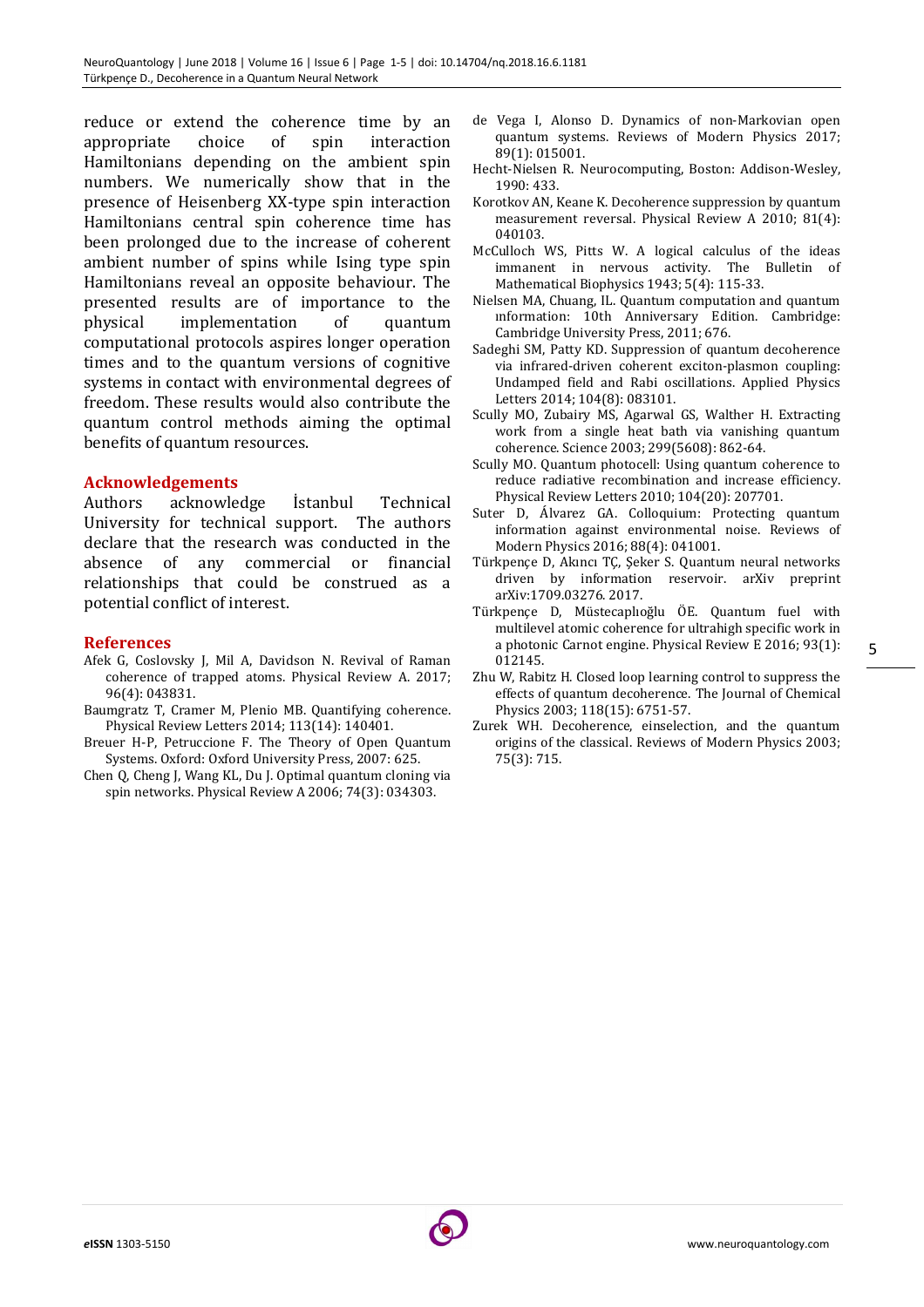reduce or extend the coherence time by an appropriate choice of spin interaction Hamiltonians depending on the ambient spin numbers. We numerically show that in the presence of Heisenberg XX-type spin interaction Hamiltonians central spin coherence time has been prolonged due to the increase of coherent ambient number of spins while Ising type spin Hamiltonians reveal an opposite behaviour. The presented results are of importance to the physical implementation of quantum computational protocols aspires longer operation times and to the quantum versions of cognitive systems in contact with environmental degrees of freedom. These results would also contribute the quantum control methods aiming the optimal benefits of quantum resources.

## Acknowledgements

Authors acknowledge İstanbul Technical University for technical support. The authors declare that the research was conducted in the absence of any commercial or financial relationships that could be construed as a potential conflict of interest.

## References

Afek G, Coslovsky J, Mil A, Davidson N. Revival of Raman coherence of trapped atoms. Physical Review A. 2017; 96(4): 043831.

Baumgratz T, Cramer M, Plenio MB. Quantifying coherence. Physical Review Letters 2014; 113(14): 140401.

Breuer H-P, Petruccione F. The Theory of Open Quantum Systems. Oxford: Oxford University Press, 2007: 625.

Chen Q, Cheng J, Wang KL, Du J. Optimal quantum cloning via spin networks. Physical Review A 2006; 74(3): 034303.

de Vega I, Alonso D. Dynamics of non-Markovian open quantum systems. Reviews of Modern Physics 2017; 89(1): 015001.

Hecht-Nielsen R. Neurocomputing, Boston: Addison-Wesley, 1990: 433.

Korotkov AN, Keane K. Decoherence suppression by quantum measurement reversal. Physical Review A 2010; 81(4): 040103.

McCulloch WS, Pitts W. A logical calculus of the ideas immanent in nervous activity. The Bulletin of Mathematical Biophysics 1943; 5(4): 115-33.

Nielsen MA, Chuang, IL. Quantum computation and quantum ınformation: 10th Anniversary Edition. Cambridge: Cambridge University Press, 2011; 676.

Sadeghi SM, Patty KD. Suppression of quantum decoherence via infrared-driven coherent exciton-plasmon coupling: Undamped field and Rabi oscillations. Applied Physics Letters 2014; 104(8): 083101.

Scully MO, Zubairy MS, Agarwal GS, Walther H. Extracting work from a single heat bath via vanishing quantum coherence. Science 2003; 299(5608): 862-64.

Scully MO. Quantum photocell: Using quantum coherence to reduce radiative recombination and increase efficiency. Physical Review Letters 2010; 104(20): 207701.

Suter D, Álvarez GA. Colloquium: Protecting quantum information against environmental noise. Reviews of Modern Physics 2016; 88(4): 041001.

Türkpençe D, Akıncı TÇ, Şeker S. Quantum neural networks driven by information reservoir. arXiv preprint arXiv:1709.03276. 2017.

Türkpençe D, Müstecaplıoğlu ÖE. Quantum fuel with multilevel atomic coherence for ultrahigh specific work in a photonic Carnot engine. Physical Review E 2016; 93(1): 012145.

Zhu W, Rabitz H. Closed loop learning control to suppress the effects of quantum decoherence. The Journal of Chemical Physics 2003; 118(15): 6751-57.

Zurek WH. Decoherence, einselection, and the quantum origins of the classical. Reviews of Modern Physics 2003; 75(3): 715.